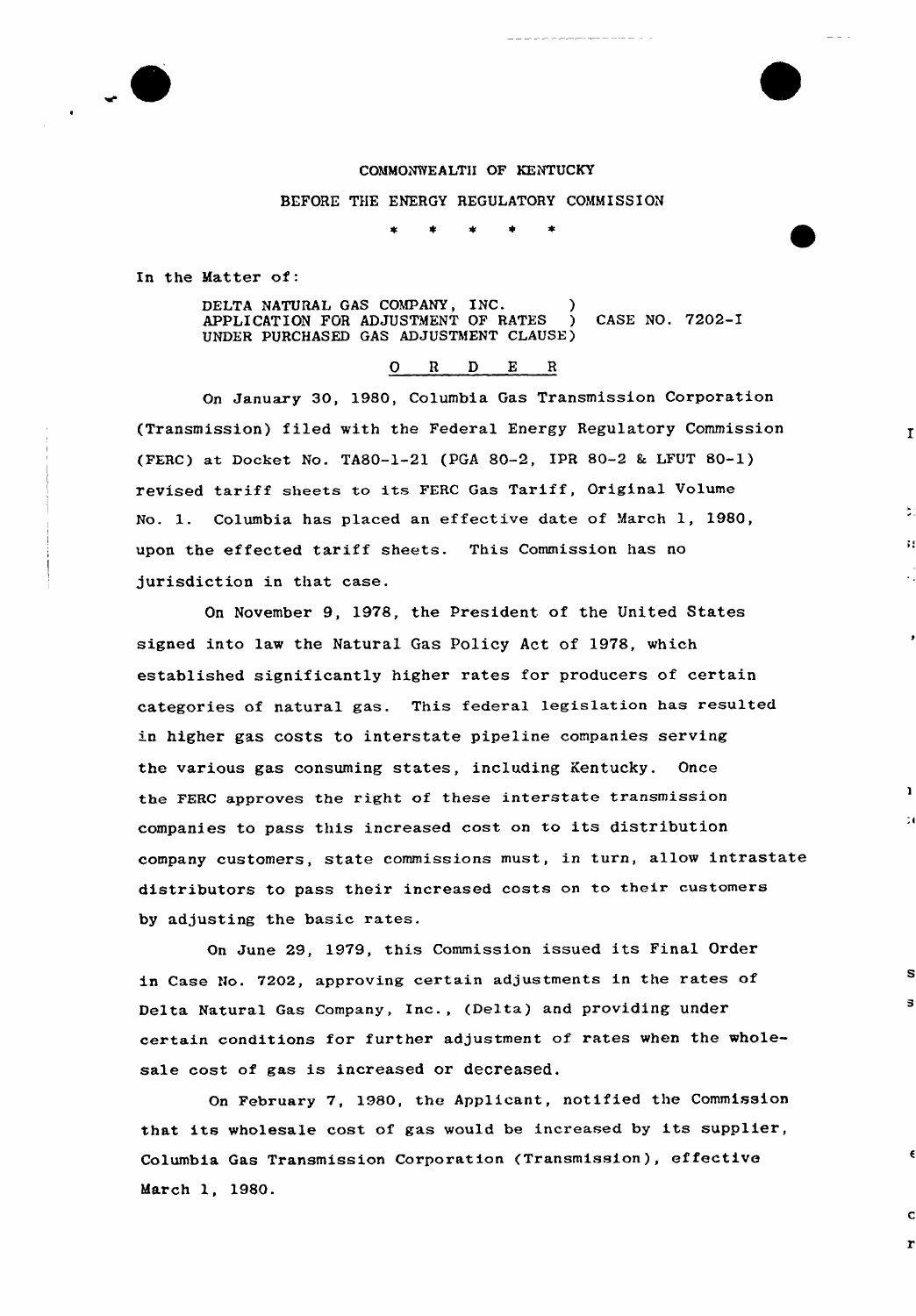COMMONWEALTH OF KENTUCKY

BEFORE THE ENERGY REGULATORY COMMISSION

\* \* \* \* \*

In the Matter of:

DELTA NATURAL GAS COMPANY, INC. )
APPLICATION FOR ADJUSTMENT OF RATES ) CASE NO. 7202-I
UNDER PURCHASED GAS ADJUSTMENT CLAUSE)

## O R D E R

On January 30, 1980, Columbia Gas Transmission Corporation (Transmission) filed with the Federal Energy Regulatory Commission (FERC) at Docket No. TA80-1-21 (PGA 80-2, IPR 80-2 & LFUT 80-1) revised tariff sheets to its FERC Gas Tariff, Original Volume No. 1. Columbia has placed an effective date of March 1, 1980, upon the effected tariff sheets. This Commission has no jurisdiction in that case.

On November 9, 1978, the President of the United States signed into law the Natural Gas Policy Act of 1978, which established significantly higher rates for producers of certain categories of natural gas. This federal legislation has resulted in higher gas costs to interstate pipeline companies serving the various gas consuming states, including Kentucky. Once the FERC approves the right of these interstate transmission companies to pass this increased cost on to its distribution company customers, state commissions must, in turn, allow intrastate distributors to pass their increased costs on to their customers by adjusting the basic rates.

On June 29, 1979, this Commission issued its Final Order in Case No. 7202, approving certain adjustments in the rates of Delta Natural Gas Company, Inc., (Delta) and providing under certain conditions for further adjustment of rates when the wholesale cost of gas is increased or decreased.

On February 7, 1980, the Applicant, notified the Commission that its wholesale cost of gas would be increased by its supplier, Columbia Gas Transmission Corporation (Transmission), effective March 1, 1980.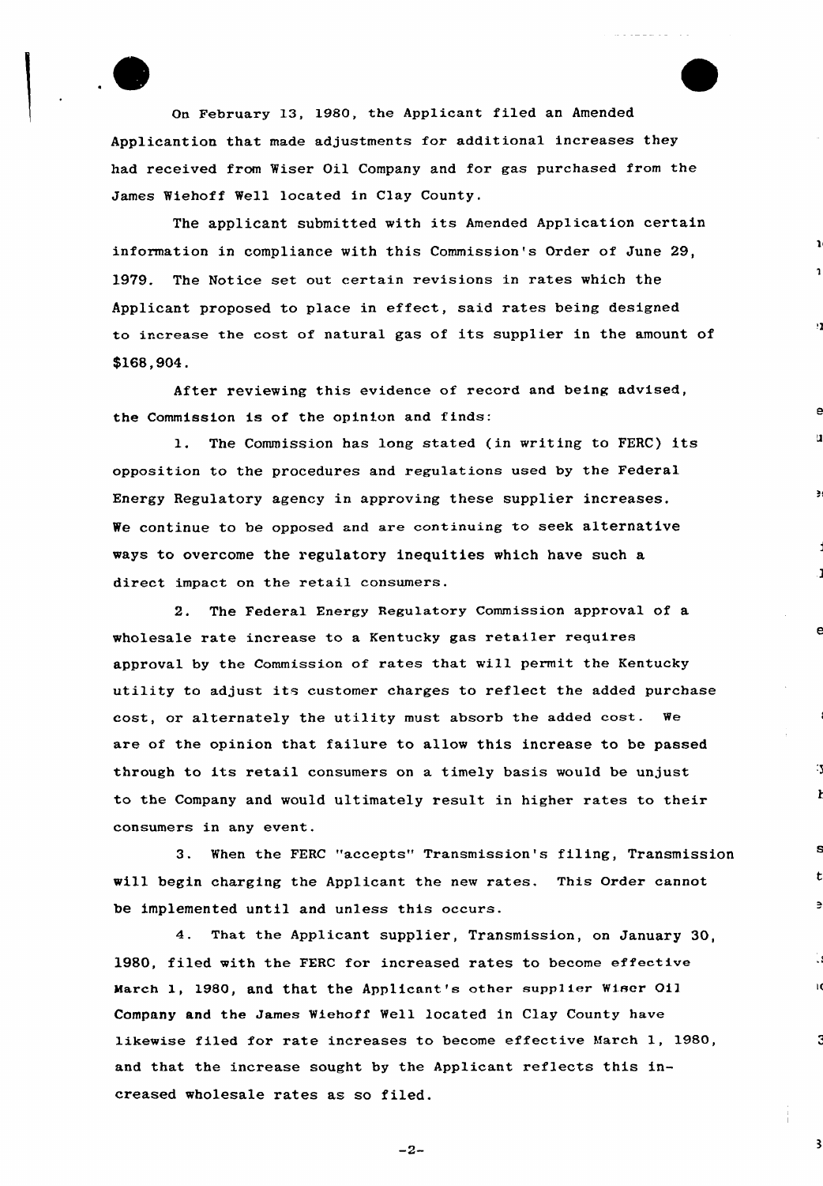On February 13, 1980, the Applicant filed an Amended Applicantion that made adjustments for additional increases they had received from Wiser Oil Company and for gas purchased from the James Wiehoff Well located in Clay County.

The applicant submitted with its Amended Application certain information in compliance with this Commission's Order of June 29, 1979. The Notice set out certain revisions in rates which the Applicant proposed to place in effect, said rates being designed to increase the cost of natural gas of its supplier in the amount of $168,904.

After reviewing this evidence of record and being advised, the Commission is of the opinion and finds:

1. The Commission has long stated (in writing to FERC) its opposition to the procedures and regulations used by the Federal Energy Regulatory agency in approving these supplier increases. We continue to be opposed and are continuing to seek alternative ways to overcome the regulatory inequities which have such a direct impact on the retail consumers.

2. The Federal Energy Regulatory Commission approval of a wholesale rate increase to a Kentucky gas retailer requires approval by the Commission of rates that will permit the Kentucky utility to adjust its customer charges to reflect the added purchase cost, or alternately the utility must absorb the added cost. We are of the opinion that failure to allow this increase to be passed through to its retail consumers on a timely basis would be unjust to the Company and would ultimately result in higher rates to their consumers in any event.

3. When the FERC "accepts" Transmission's filing, Transmission will begin charging the Applicant the new rates. This Order cannot be implemented until and unless this occurs.

4. That the Applicant supplier, Transmission, on January 30, 1980, filed with the FERC for increased rates to become effective March 1, 1980, and that the Applicant's other supplier Wiser Oil Company and the James Wiehoff Well located in Clay County have likewise filed for rate increases to become effective March 1, 1980, and that the increase sought by the Applicant reflects this increased wholesale rates as so filed.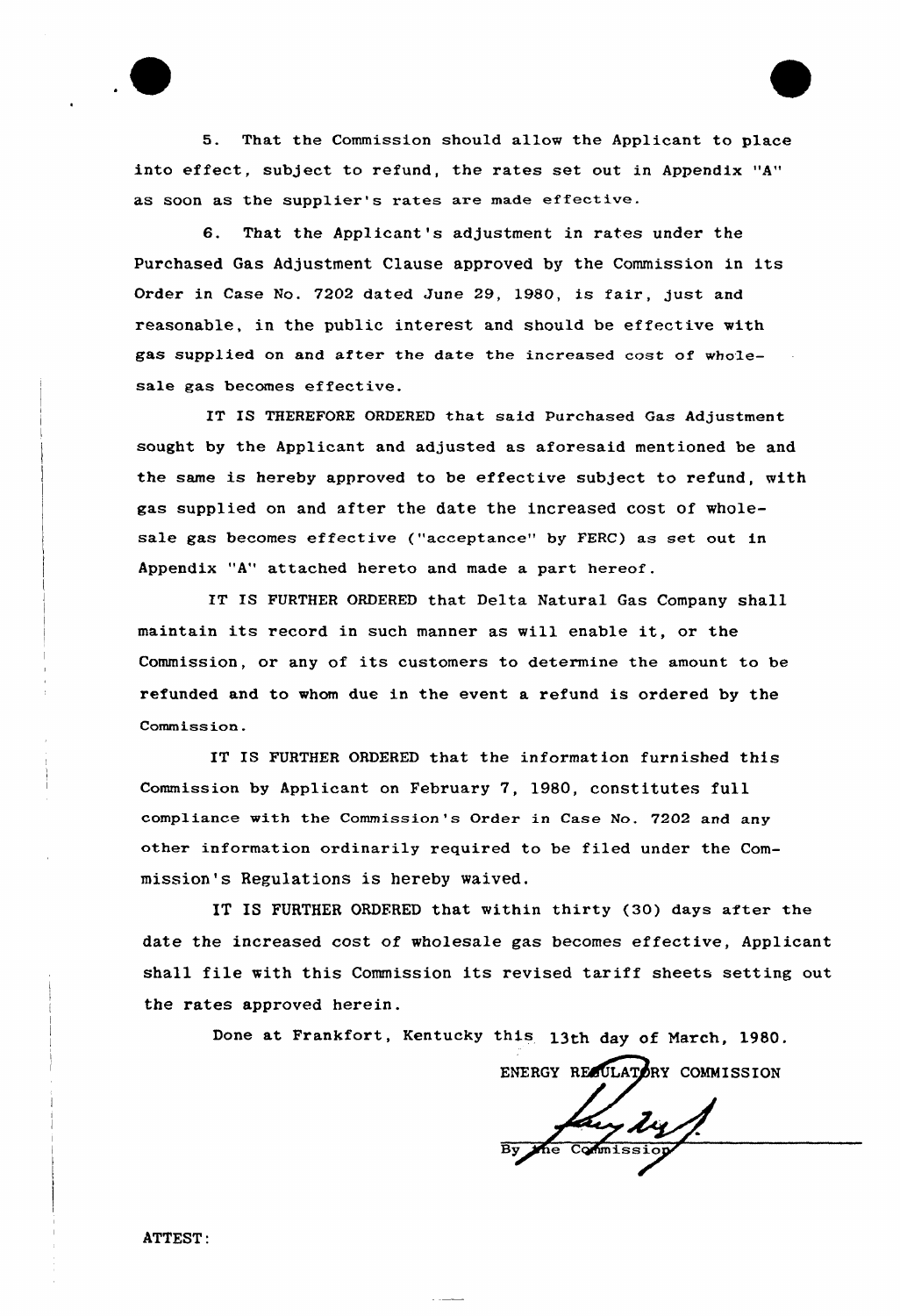5. That the Commission should allow the Applicant to place into effect, subject to refund, the rates set out in Appendix "A" as soon as the supplier's rates are made effective.

6. That the Applicant's adjustment in rates under the Purchased Gas Adjustment Clause approved by the Commission in its Order in Case No. 7202 dated June 29, 1980, is fair, just and reasonable, in the public interest and should be effective with gas supplied on and after the date the increased cost of wholesale gas becomes effective.

IT IS THEREFORE ORDERED that said Purchased Gas Adjustment sought by the Applicant and adjusted as aforesaid mentioned be and the same is hereby approved to be effective subject to refund, with gas supplied on and after the date the increased cost of wholesale gas becomes effective ("acceptance" by FERC) as set out in Appendix "A" attached hereto and made a part hereof.

IT IS FURTHER ORDERED that Delta Natural Gas Company shall maintain its record in such manner as will enable it, or the Commission, or any of its customers to determine the amount to be refunded and to whom due in the event a refund is ordered by the Commission.

IT IS FURTHER ORDERED that the information furnished this Commission by Applicant on February 7, 1980, constitutes full compliance with the Commission's Order in Case No. 7202 and any other information ordinarily required to be filed under the Commission's Regulations is hereby waived.

IT IS FURTHER ORDERED that within thirty (30) days after the date the increased cost of wholesale gas becomes effective, Applicant shall file with this Commission its revised tariff sheets setting out the rates approved herein.

Done at Frankfort, Kentucky this 13th day of March, 1980.

ENERGY REGULATORY COMMISSION

By the Commission

ATTEST: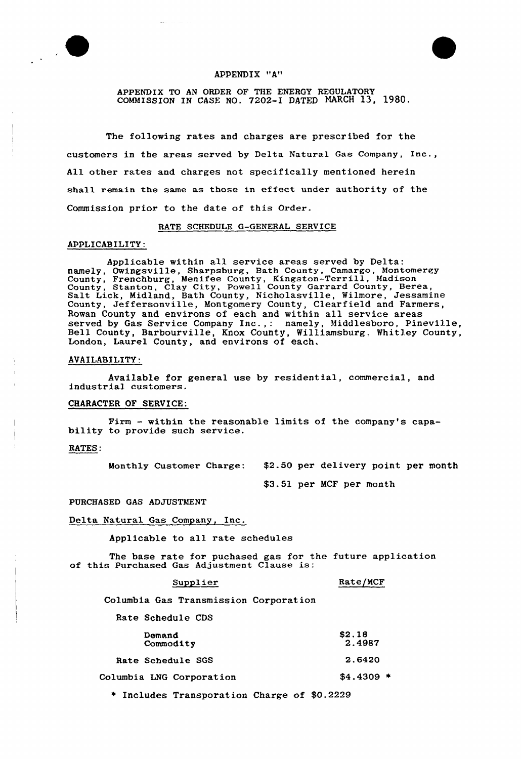APPENDIX "A"

APPENDIX TO AN ORDER OF THE ENERGY REGULATORY COMMISSION IN CASE NO. 7202-I DATED MARCH 13, 1980.

The following rates and charges are prescribed for the customers in the areas served by Delta Natural Gas Company, Inc., All other rates and charges not specifically mentioned herein shall remain the same as those in effect under authority of the Commission prior to the date of this Order.

RATE SCHEDULE G-GENERAL SERVICE

APPLICABILITY:

Applicable within all service areas served by Delta: namely, Owingsville, Sharpsburg, Bath County, Camargo, Montomergy County, Frenchburg, Menifee County, Kingston-Terrill, Madison County, Stanton, Clay City, Powell County Garrard County, Berea, Salt Lick, Midland, Bath County, Nicholasville, Wilmore, Jessamine County, Jeffersonville, Montgomery County, Clearfield and Farmers, Rowan County and environs of each and within all service areas served by Gas Service Company Inc.,: namely, Middlesboro, Pineville, Bell County, Barbourville, Knox County, Williamsburg, Whitley County, London, Laurel County, and environs of each.

AVAILABILITY:

Available for general use by residential, commercial, and industrial customers.

CHARACTER OF SERVICE:

Firm - within the reasonable limits of the company's capability to provide such service.

RATES:

Monthly Customer Charge: $2.50 per delivery point per month

$3.51 per MCF per month

PURCHASED GAS ADJUSTMENT

Delta Natural Gas Company, Inc.

Applicable to all rate schedules

The base rate for puchased gas for the future application of this Purchased Gas Adjustment Clause is:

| Supplier | Rate/MCF |
|---|---|
| Columbia Gas Transmission Corporation | |
| Rate Schedule CDS | |
| Demand | $2.18 |
| Commodity | 2.4987 |
| Rate Schedule SGS | 2.6420 |
| Columbia LNG Corporation | $4.4309 * |

* Includes Transporation Charge of $0.2229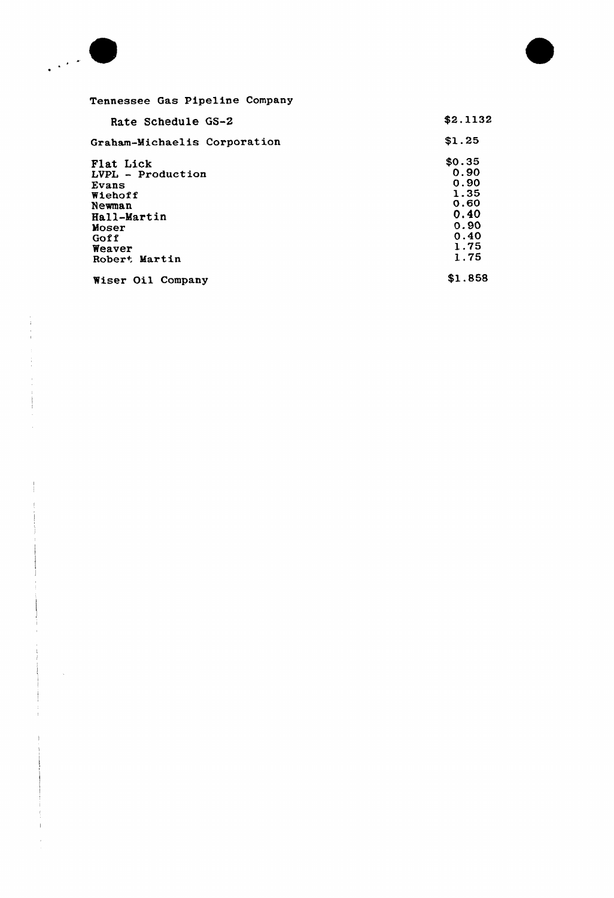| | |
|---|---|
| Tennessee Gas Pipeline Company | |
| Rate Schedule GS-2 | $2.1132 |
| Graham-Michaelis Corporation | $1.25 |
| Flat Lick | $0.35 |
| LVPL - Production | 0.90 |
| Evans | 0.90 |
| Wiehoff | 1.35 |
| Newman | 0.60 |
| Hall-Martin | 0.40 |
| Moser | 0.90 |
| Goff | 0.40 |
| Weaver | 1.75 |
| Robert Martin | 1.75 |
| Wiser Oil Company | $1.858 |